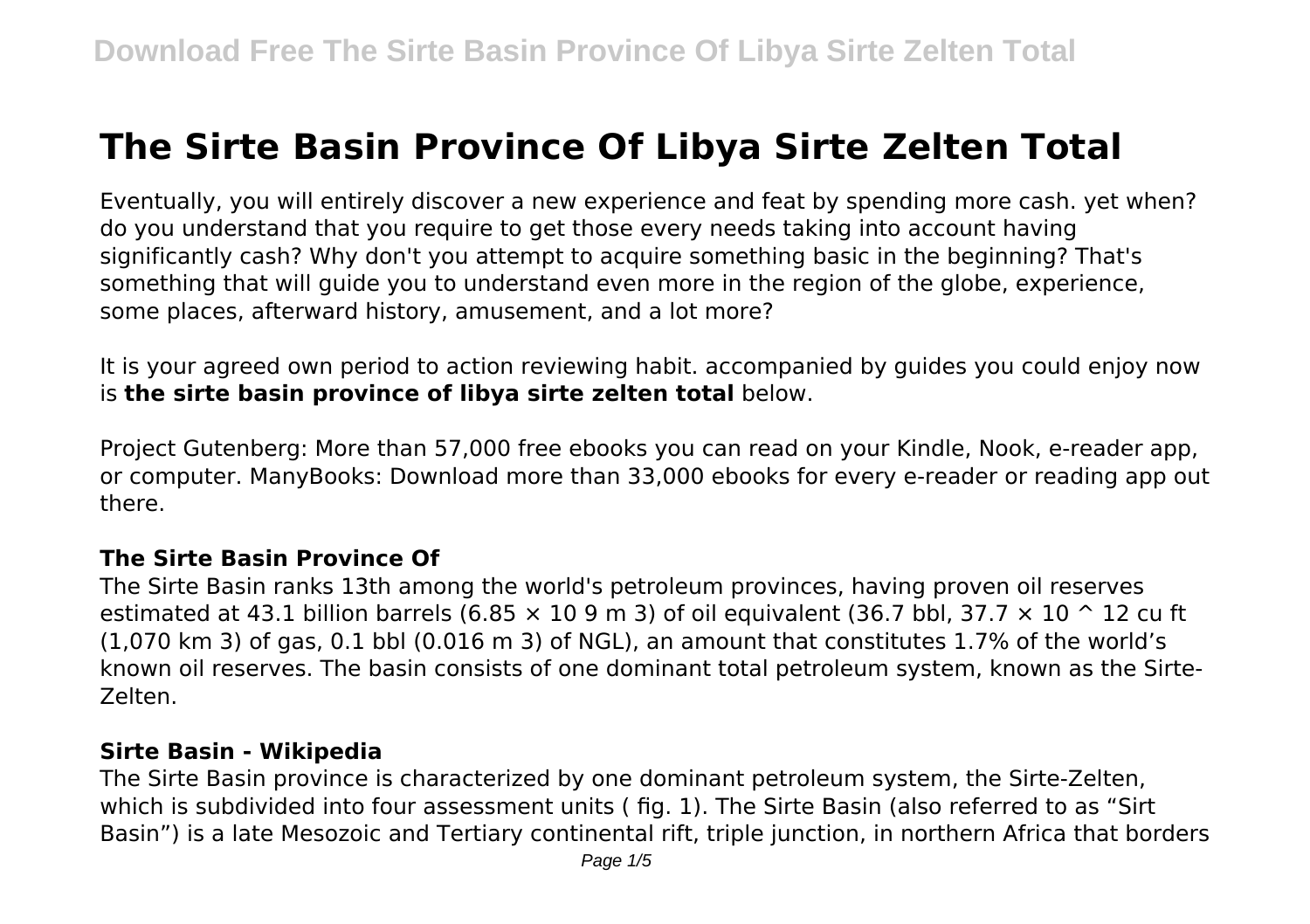# The Sirte Basin Province Of Libya Sirte Zelten Total

Eventually, you will entirely discover a new experience and feat by spending more cash. yet when? do you understand that you require to get those every needs taking into account having significantly cash? Why don't you attempt to acquire something basic in the beginning? That's something that will guide you to understand even more in the region of the globe, experience, some places, afterward history, amusement, and a lot more?

It is your agreed own period to action reviewing habit. accompanied by guides you could enjoy now is **the sirte basin province of libya sirte zelten total** below.

Project Gutenberg: More than 57,000 free ebooks you can read on your Kindle, Nook, e-reader app, or computer. ManyBooks: Download more than 33,000 ebooks for every e-reader or reading app out there.

### The Sirte Basin Province Of

The Sirte Basin ranks 13th among the world's petroleum provinces, having proven oil reserves estimated at 43.1 billion barrels ($6.85 \times 10^9$ m 3) of oil equivalent (36.7 bbl, $37.7 \times 10^{12}$ cu ft (1,070 km 3) of gas, 0.1 bbl (0.016 m 3) of NGL), an amount that constitutes 1.7% of the world's known oil reserves. The basin consists of one dominant total petroleum system, known as the Sirte-Zelten.

### Sirte Basin - Wikipedia

The Sirte Basin province is characterized by one dominant petroleum system, the Sirte-Zelten, which is subdivided into four assessment units ( fig. 1). The Sirte Basin (also referred to as "Sirt Basin") is a late Mesozoic and Tertiary continental rift, triple junction, in northern Africa that borders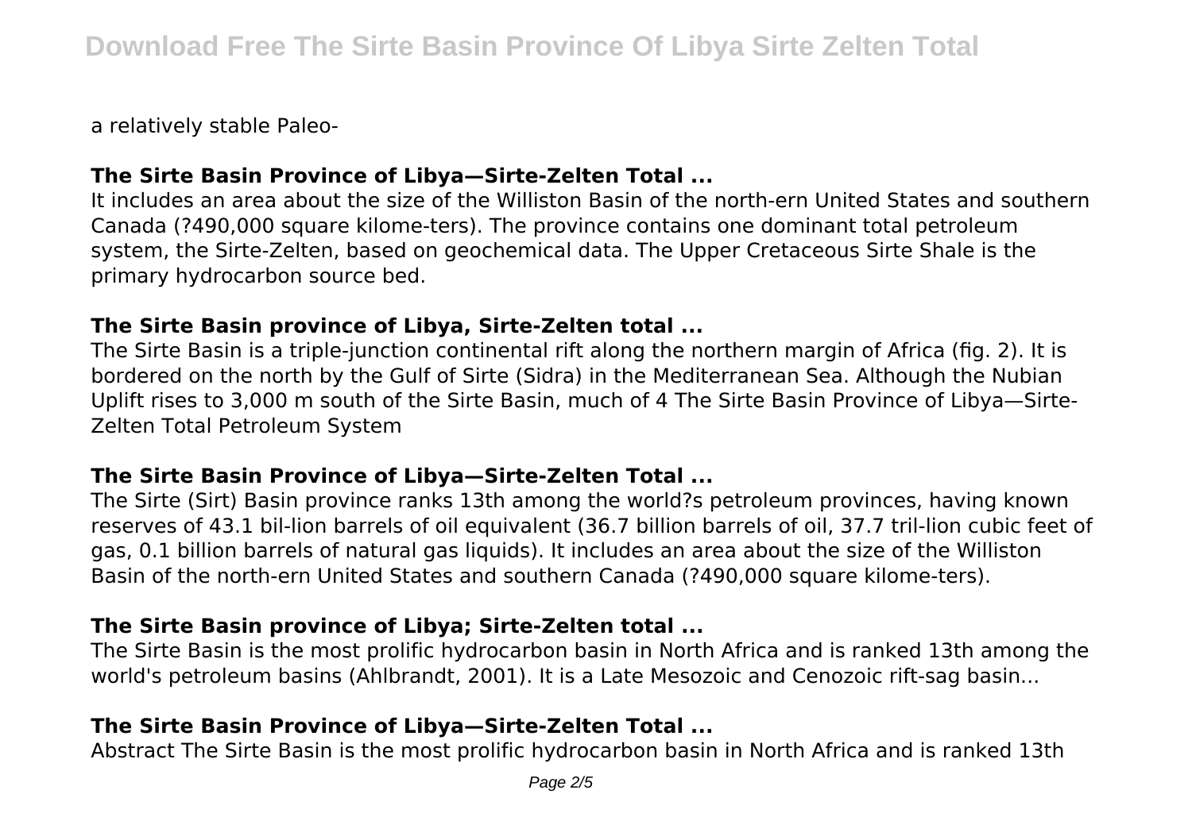a relatively stable Paleo-

### The Sirte Basin Province of Libya—Sirte-Zelten Total ...

It includes an area about the size of the Williston Basin of the north-ern United States and southern Canada (?490,000 square kilome-ters). The province contains one dominant total petroleum system, the Sirte-Zelten, based on geochemical data. The Upper Cretaceous Sirte Shale is the primary hydrocarbon source bed.

### The Sirte Basin province of Libya, Sirte-Zelten total ...

The Sirte Basin is a triple-junction continental rift along the northern margin of Africa (fig. 2). It is bordered on the north by the Gulf of Sirte (Sidra) in the Mediterranean Sea. Although the Nubian Uplift rises to 3,000 m south of the Sirte Basin, much of 4 The Sirte Basin Province of Libya—Sirte-Zelten Total Petroleum System

### The Sirte Basin Province of Libya—Sirte-Zelten Total ...

The Sirte (Sirt) Basin province ranks 13th among the world?s petroleum provinces, having known reserves of 43.1 bil-lion barrels of oil equivalent (36.7 billion barrels of oil, 37.7 tril-lion cubic feet of gas, 0.1 billion barrels of natural gas liquids). It includes an area about the size of the Williston Basin of the north-ern United States and southern Canada (?490,000 square kilome-ters).

### The Sirte Basin province of Libya; Sirte-Zelten total ...

The Sirte Basin is the most prolific hydrocarbon basin in North Africa and is ranked 13th among the world's petroleum basins (Ahlbrandt, 2001). It is a Late Mesozoic and Cenozoic rift-sag basin...

### The Sirte Basin Province of Libya—Sirte-Zelten Total ...

Abstract The Sirte Basin is the most prolific hydrocarbon basin in North Africa and is ranked 13th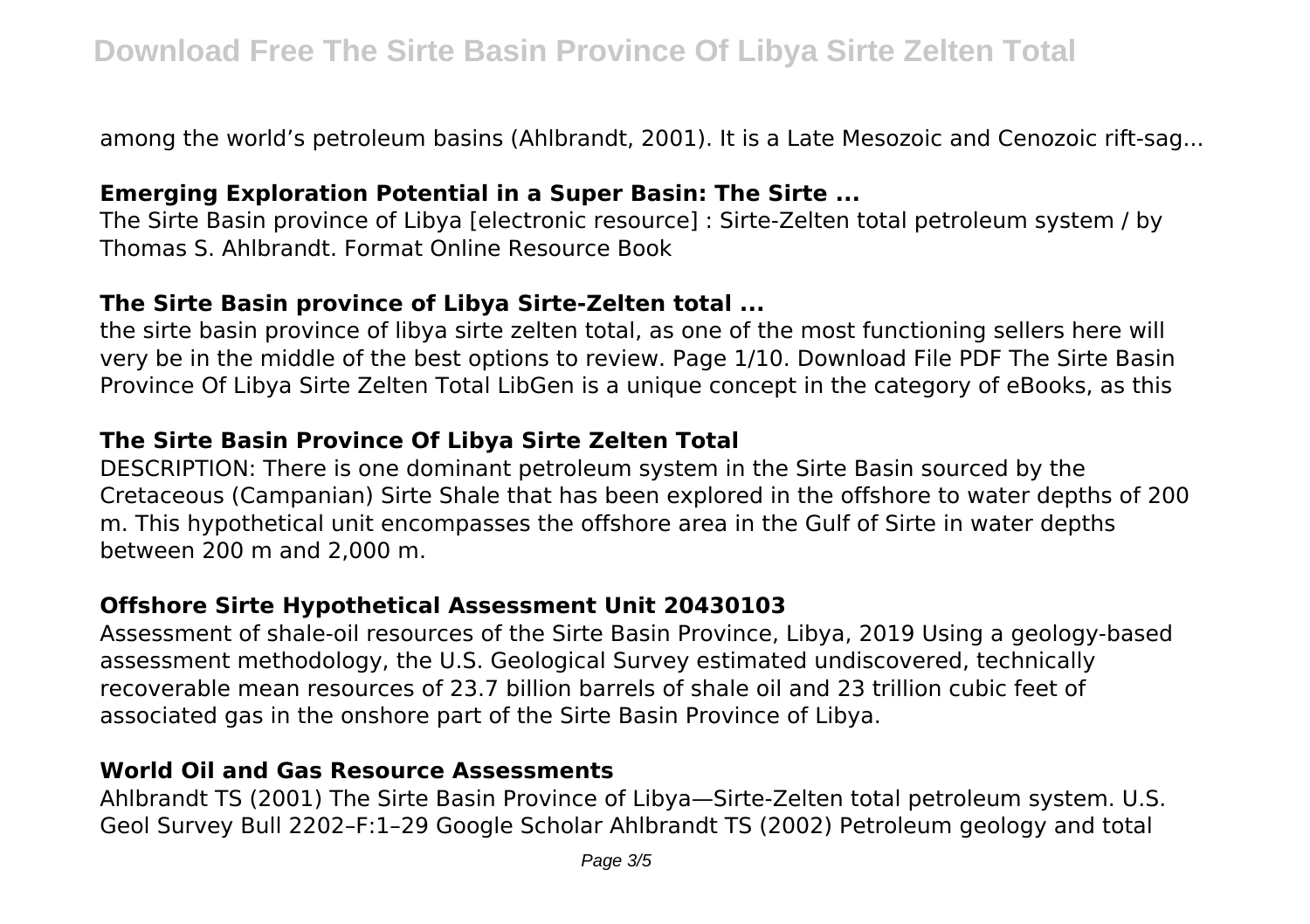among the world’s petroleum basins (Ahlbrandt, 2001). It is a Late Mesozoic and Cenozoic rift-sag...

### Emerging Exploration Potential in a Super Basin: The Sirte ...

The Sirte Basin province of Libya [electronic resource] : Sirte-Zelten total petroleum system / by Thomas S. Ahlbrandt. Format Online Resource Book

### The Sirte Basin province of Libya Sirte-Zelten total ...

the sirte basin province of libya sirte zelten total, as one of the most functioning sellers here will very be in the middle of the best options to review. Page 1/10. Download File PDF The Sirte Basin Province Of Libya Sirte Zelten Total LibGen is a unique concept in the category of eBooks, as this

### The Sirte Basin Province Of Libya Sirte Zelten Total

DESCRIPTION: There is one dominant petroleum system in the Sirte Basin sourced by the Cretaceous (Campanian) Sirte Shale that has been explored in the offshore to water depths of 200 m. This hypothetical unit encompasses the offshore area in the Gulf of Sirte in water depths between 200 m and 2,000 m.

### Offshore Sirte Hypothetical Assessment Unit 20430103

Assessment of shale-oil resources of the Sirte Basin Province, Libya, 2019 Using a geology-based assessment methodology, the U.S. Geological Survey estimated undiscovered, technically recoverable mean resources of 23.7 billion barrels of shale oil and 23 trillion cubic feet of associated gas in the onshore part of the Sirte Basin Province of Libya.

### World Oil and Gas Resource Assessments

Ahlbrandt TS (2001) The Sirte Basin Province of Libya—Sirte-Zelten total petroleum system. U.S. Geol Survey Bull 2202–F:1–29 Google Scholar Ahlbrandt TS (2002) Petroleum geology and total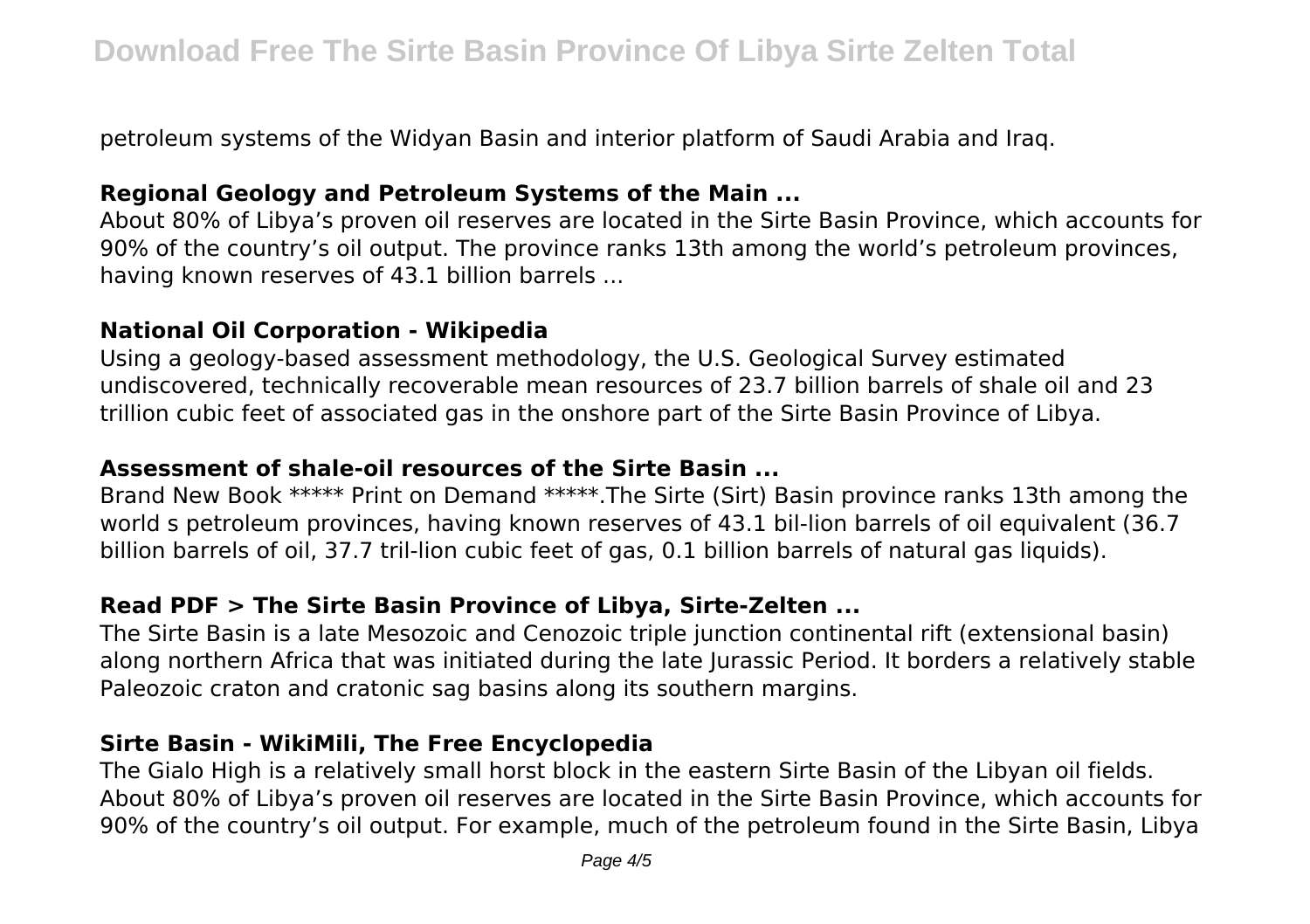petroleum systems of the Widyan Basin and interior platform of Saudi Arabia and Iraq.

### Regional Geology and Petroleum Systems of the Main ...

About 80% of Libya's proven oil reserves are located in the Sirte Basin Province, which accounts for 90% of the country's oil output. The province ranks 13th among the world's petroleum provinces, having known reserves of 43.1 billion barrels ...

### National Oil Corporation - Wikipedia

Using a geology-based assessment methodology, the U.S. Geological Survey estimated undiscovered, technically recoverable mean resources of 23.7 billion barrels of shale oil and 23 trillion cubic feet of associated gas in the onshore part of the Sirte Basin Province of Libya.

### Assessment of shale-oil resources of the Sirte Basin ...

Brand New Book ***** Print on Demand *****.The Sirte (Sirt) Basin province ranks 13th among the world s petroleum provinces, having known reserves of 43.1 bil-lion barrels of oil equivalent (36.7 billion barrels of oil, 37.7 tril-lion cubic feet of gas, 0.1 billion barrels of natural gas liquids).

### Read PDF > The Sirte Basin Province of Libya, Sirte-Zelten ...

The Sirte Basin is a late Mesozoic and Cenozoic triple junction continental rift (extensional basin) along northern Africa that was initiated during the late Jurassic Period. It borders a relatively stable Paleozoic craton and cratonic sag basins along its southern margins.

### Sirte Basin - WikiMili, The Free Encyclopedia

The Gialo High is a relatively small horst block in the eastern Sirte Basin of the Libyan oil fields. About 80% of Libya's proven oil reserves are located in the Sirte Basin Province, which accounts for 90% of the country's oil output. For example, much of the petroleum found in the Sirte Basin, Libya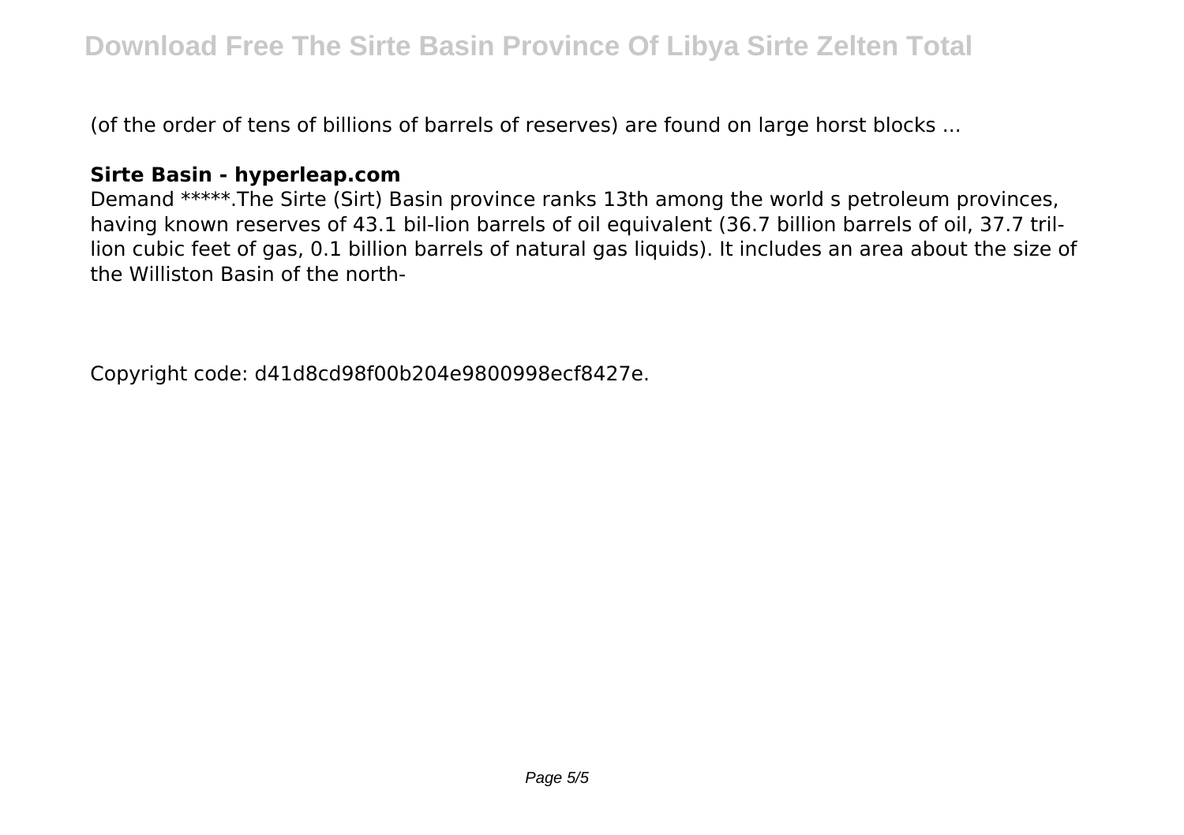(of the order of tens of billions of barrels of reserves) are found on large horst blocks ...

**Sirte Basin - hyperleap.com**

Demand *****.The Sirte (Sirt) Basin province ranks 13th among the world s petroleum provinces, having known reserves of 43.1 bil-lion barrels of oil equivalent (36.7 billion barrels of oil, 37.7 tril-lion cubic feet of gas, 0.1 billion barrels of natural gas liquids). It includes an area about the size of the Williston Basin of the north-

Copyright code: d41d8cd98f00b204e9800998ecf8427e.